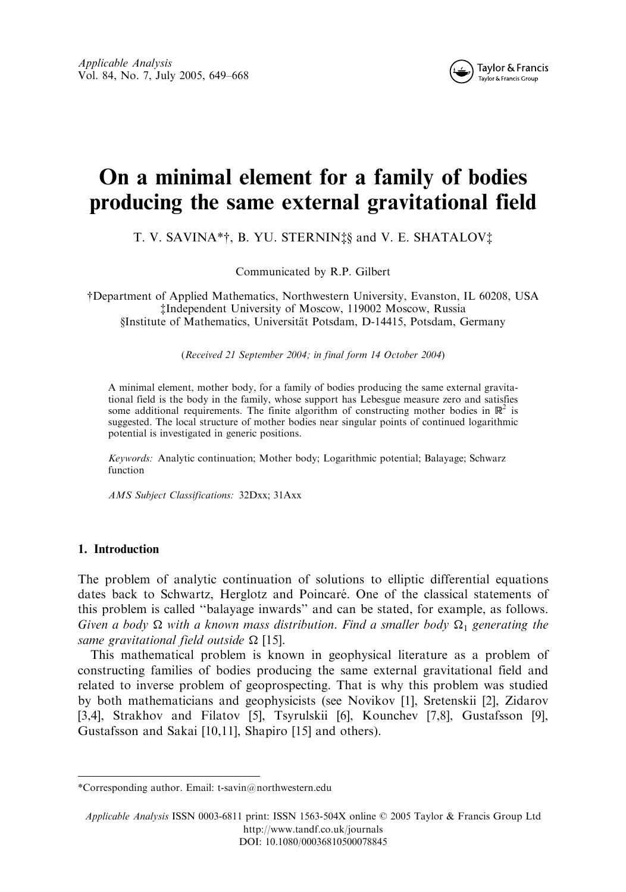# On a minimal element for a family of bodies producing the same external gravitational field

T. V. SAVINA*†, B. YU. STERNIN‡§ and V. E. SHATALOV‡

Communicated by R.P. Gilbert

†Department of Applied Mathematics, Northwestern University, Evanston, IL 60208, USA
‡Independent University of Moscow, 119002 Moscow, Russia
§Institute of Mathematics, Universität Potsdam, D-14415, Potsdam, Germany

(*Received 21 September 2004; in final form 14 October 2004*)

A minimal element, mother body, for a family of bodies producing the same external gravitational field is the body in the family, whose support has Lebesgue measure zero and satisfies some additional requirements. The finite algorithm of constructing mother bodies in $\mathbb{R}^2$ is suggested. The local structure of mother bodies near singular points of continued logarithmic potential is investigated in generic positions.

*Keywords:* Analytic continuation; Mother body; Logarithmic potential; Balayage; Schwarz function

*AMS Subject Classifications:* 32Dxx; 31Axx

## 1. Introduction

The problem of analytic continuation of solutions to elliptic differential equations dates back to Schwartz, Herglotz and Poincaré. One of the classical statements of this problem is called "balayage inwards" and can be stated, for example, as follows. *Given a body* $\Omega$ *with a known mass distribution. Find a smaller body* $\Omega_1$ *generating the same gravitational field outside* $\Omega$ [15].

This mathematical problem is known in geophysical literature as a problem of constructing families of bodies producing the same external gravitational field and related to inverse problem of geoprospecting. That is why this problem was studied by both mathematicians and geophysicists (see Novikov [1], Sretenskii [2], Zidarov [3,4], Strakhov and Filatov [5], Tsyrulskii [6], Kounchev [7,8], Gustafsson [9], Gustafsson and Sakai [10,11], Shapiro [15] and others).

*Corresponding author. Email: t-savin@northwestern.edu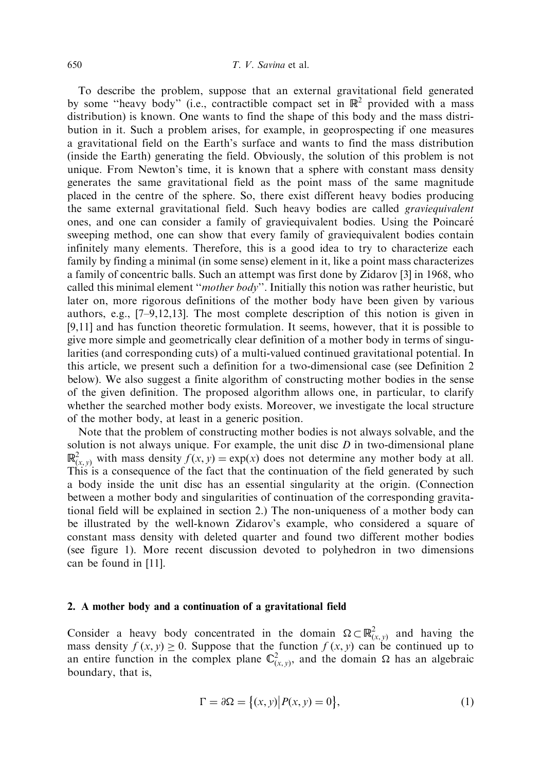To describe the problem, suppose that an external gravitational field generated by some "heavy body" (i.e., contractible compact set in $\mathbb{R}^2$ provided with a mass distribution) is known. One wants to find the shape of this body and the mass distribution in it. Such a problem arises, for example, in geoprospecting if one measures a gravitational field on the Earth's surface and wants to find the mass distribution (inside the Earth) generating the field. Obviously, the solution of this problem is not unique. From Newton's time, it is known that a sphere with constant mass density generates the same gravitational field as the point mass of the same magnitude placed in the centre of the sphere. So, there exist different heavy bodies producing the same external gravitational field. Such heavy bodies are called *graviequivalent* ones, and one can consider a family of graviequivalent bodies. Using the Poincaré sweeping method, one can show that every family of graviequivalent bodies contain infinitely many elements. Therefore, this is a good idea to try to characterize each family by finding a minimal (in some sense) element in it, like a point mass characterizes a family of concentric balls. Such an attempt was first done by Zidarov [3] in 1968, who called this minimal element "*mother body*". Initially this notion was rather heuristic, but later on, more rigorous definitions of the mother body have been given by various authors, e.g., [7–9,12,13]. The most complete description of this notion is given in [9,11] and has function theoretic formulation. It seems, however, that it is possible to give more simple and geometrically clear definition of a mother body in terms of singularities (and corresponding cuts) of a multi-valued continued gravitational potential. In this article, we present such a definition for a two-dimensional case (see Definition 2 below). We also suggest a finite algorithm of constructing mother bodies in the sense of the given definition. The proposed algorithm allows one, in particular, to clarify whether the searched mother body exists. Moreover, we investigate the local structure of the mother body, at least in a generic position.

Note that the problem of constructing mother bodies is not always solvable, and the solution is not always unique. For example, the unit disc $D$ in two-dimensional plane $\mathbb{R}^2_{(x,y)}$ with mass density $f(x, y) = \exp(x)$ does not determine any mother body at all. This is a consequence of the fact that the continuation of the field generated by such a body inside the unit disc has an essential singularity at the origin. (Connection between a mother body and singularities of continuation of the corresponding gravitational field will be explained in section 2.) The non-uniqueness of a mother body can be illustrated by the well-known Zidarov's example, who considered a square of constant mass density with deleted quarter and found two different mother bodies (see figure 1). More recent discussion devoted to polyhedron in two dimensions can be found in [11].

## 2. A mother body and a continuation of a gravitational field

Consider a heavy body concentrated in the domain $\Omega \subset \mathbb{R}^2_{(x,y)}$ and having the mass density $f(x, y) \geq 0$. Suppose that the function $f(x, y)$ can be continued up to an entire function in the complex plane $\mathbb{C}^2_{(x,y)}$, and the domain $\Omega$ has an algebraic boundary, that is,

$$\Gamma = \partial\Omega = \{(x, y) \big| P(x, y) = 0\}, \tag{1}$$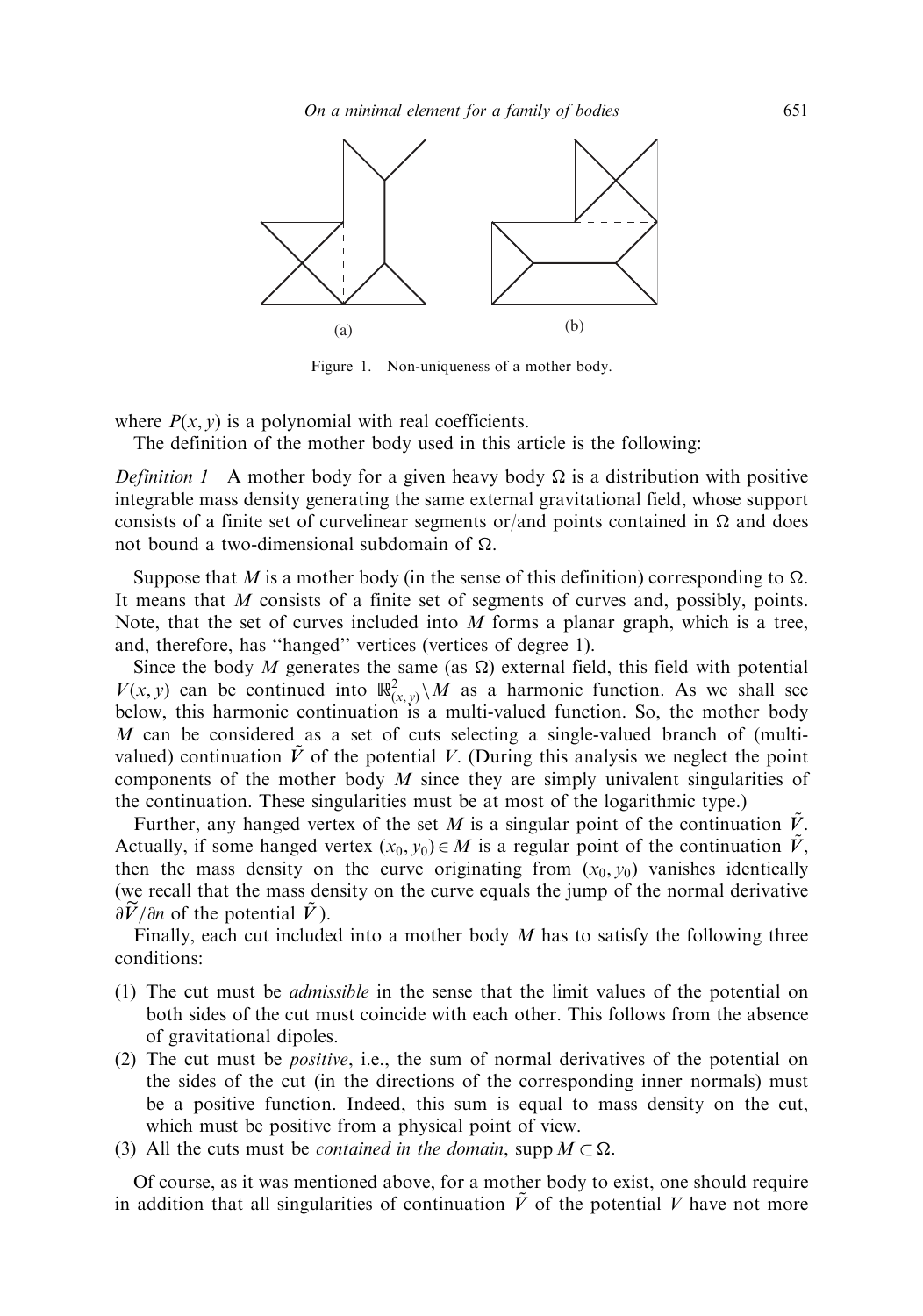(a)

(b)

Figure 1. Non-uniqueness of a mother body.

where $P(x, y)$ is a polynomial with real coefficients.

The definition of the mother body used in this article is the following:

*Definition 1* A mother body for a given heavy body $\Omega$ is a distribution with positive integrable mass density generating the same external gravitational field, whose support consists of a finite set of curvelinear segments or/and points contained in $\Omega$ and does not bound a two-dimensional subdomain of $\Omega$.

Suppose that $M$ is a mother body (in the sense of this definition) corresponding to $\Omega$. It means that $M$ consists of a finite set of segments of curves and, possibly, points. Note, that the set of curves included into $M$ forms a planar graph, which is a tree, and, therefore, has "hanged" vertices (vertices of degree 1).

Since the body $M$ generates the same (as $\Omega$) external field, this field with potential $V(x, y)$ can be continued into $\mathbb{R}^2_{(x,y)} \setminus M$ as a harmonic function. As we shall see below, this harmonic continuation is a multi-valued function. So, the mother body $M$ can be considered as a set of cuts selecting a single-valued branch of (multi-valued) continuation $\tilde{V}$ of the potential $V$. (During this analysis we neglect the point components of the mother body $M$ since they are simply univalent singularities of the continuation. These singularities must be at most of the logarithmic type.)

Further, any hanged vertex of the set $M$ is a singular point of the continuation $\tilde{V}$. Actually, if some hanged vertex $(x_0, y_0) \in M$ is a regular point of the continuation $\tilde{V}$, then the mass density on the curve originating from $(x_0, y_0)$ vanishes identically (we recall that the mass density on the curve equals the jump of the normal derivative $\partial\widetilde{V}/\partial n$ of the potential $\tilde{V}$).

Finally, each cut included into a mother body $M$ has to satisfy the following three conditions:

(1) The cut must be *admissible* in the sense that the limit values of the potential on both sides of the cut must coincide with each other. This follows from the absence of gravitational dipoles.
(2) The cut must be *positive*, i.e., the sum of normal derivatives of the potential on the sides of the cut (in the directions of the corresponding inner normals) must be a positive function. Indeed, this sum is equal to mass density on the cut, which must be positive from a physical point of view.
(3) All the cuts must be *contained in the domain*, $\operatorname{supp} M \subset \Omega$.

Of course, as it was mentioned above, for a mother body to exist, one should require in addition that all singularities of continuation $\tilde{V}$ of the potential $V$ have not more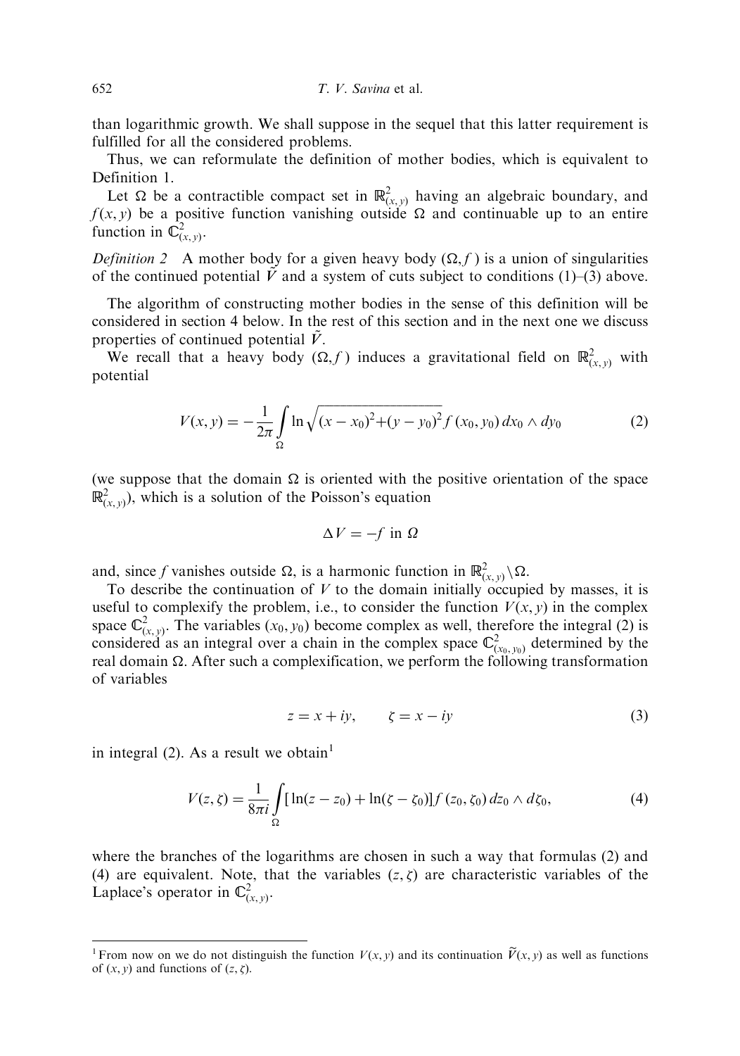than logarithmic growth. We shall suppose in the sequel that this latter requirement is fulfilled for all the considered problems.

Thus, we can reformulate the definition of mother bodies, which is equivalent to Definition 1.

Let $\Omega$ be a contractible compact set in $\mathbb{R}^2_{(x,y)}$ having an algebraic boundary, and $f(x, y)$ be a positive function vanishing outside $\Omega$ and continuable up to an entire function in $\mathbb{C}^2_{(x,y)}$.

*Definition 2* A mother body for a given heavy body $(\Omega, f)$ is a union of singularities of the continued potential $\tilde{V}$ and a system of cuts subject to conditions (1)–(3) above.

The algorithm of constructing mother bodies in the sense of this definition will be considered in section 4 below. In the rest of this section and in the next one we discuss properties of continued potential $\tilde{V}$.

We recall that a heavy body $(\Omega, f)$ induces a gravitational field on $\mathbb{R}^2_{(x,y)}$ with potential

$$V(x, y) = -\frac{1}{2\pi} \int_{\Omega} \ln\sqrt{(x - x_0)^2 + (y - y_0)^2} \, f(x_0, y_0) \, dx_0 \wedge dy_0 \tag{2}$$

(we suppose that the domain $\Omega$ is oriented with the positive orientation of the space $\mathbb{R}^2_{(x,y)}$), which is a solution of the Poisson's equation

$$\Delta V = -f \text{ in } \Omega$$

and, since $f$ vanishes outside $\Omega$, is a harmonic function in $\mathbb{R}^2_{(x,y)} \backslash \Omega$.

To describe the continuation of $V$ to the domain initially occupied by masses, it is useful to complexify the problem, i.e., to consider the function $V(x, y)$ in the complex space $\mathbb{C}^2_{(x,y)}$. The variables $(x_0, y_0)$ become complex as well, therefore the integral (2) is considered as an integral over a chain in the complex space $\mathbb{C}^2_{(x_0,y_0)}$ determined by the real domain $\Omega$. After such a complexification, we perform the following transformation of variables

$$z = x + iy, \qquad \zeta = x - iy \tag{3}$$

in integral (2). As a result we obtain[1]

$$V(z, \zeta) = \frac{1}{8\pi i} \int_{\Omega} [\ln(z - z_0) + \ln(\zeta - \zeta_0)] f(z_0, \zeta_0) \, dz_0 \wedge d\zeta_0, \tag{4}$$

where the branches of the logarithms are chosen in such a way that formulas (2) and (4) are equivalent. Note, that the variables $(z, \zeta)$ are characteristic variables of the Laplace's operator in $\mathbb{C}^2_{(x,y)}$.

---

[1] From now on we do not distinguish the function $V(x, y)$ and its continuation $\widetilde{V}(x, y)$ as well as functions of $(x, y)$ and functions of $(z, \zeta)$.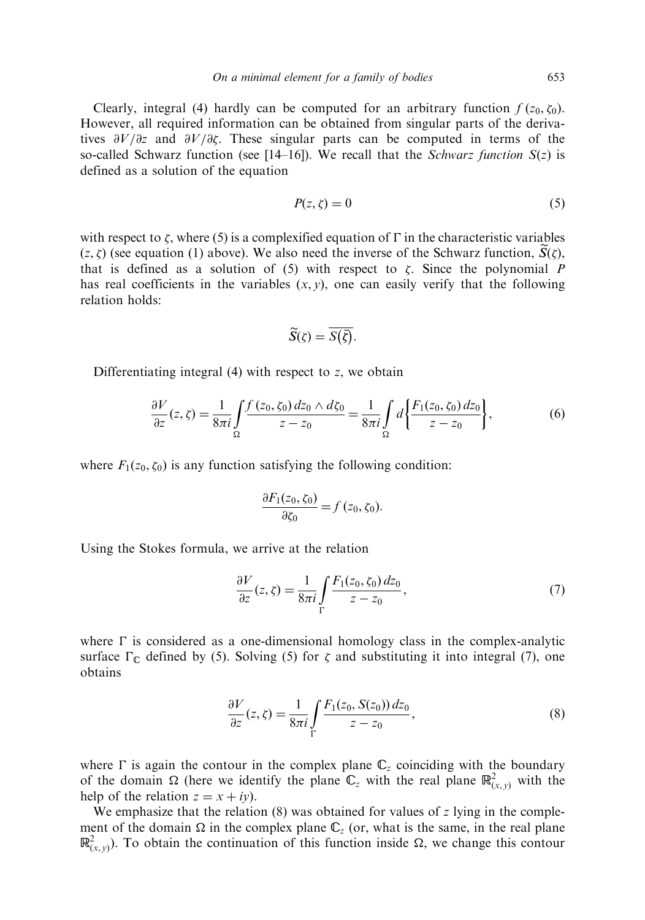Clearly, integral (4) hardly can be computed for an arbitrary function $f(z_0, \zeta_0)$. However, all required information can be obtained from singular parts of the derivatives $\partial V/\partial z$ and $\partial V/\partial \zeta$. These singular parts can be computed in terms of the so-called Schwarz function (see [14–16]). We recall that the *Schwarz function* $S(z)$ is defined as a solution of the equation

$$P(z, \zeta) = 0 \tag{5}$$

with respect to $\zeta$, where (5) is a complexified equation of $\Gamma$ in the characteristic variables $(z, \zeta)$ (see equation (1) above). We also need the inverse of the Schwarz function, $\widetilde{S}(\zeta)$, that is defined as a solution of (5) with respect to $\zeta$. Since the polynomial $P$ has real coefficients in the variables $(x, y)$, one can easily verify that the following relation holds:

$$\widetilde{S}(\zeta) = \overline{S(\bar{\zeta})}.$$

Differentiating integral (4) with respect to $z$, we obtain

$$\frac{\partial V}{\partial z}(z, \zeta) = \frac{1}{8\pi i} \int_{\Omega} \frac{f(z_0, \zeta_0)\, dz_0 \wedge d\zeta_0}{z - z_0} = \frac{1}{8\pi i} \int_{\Omega} d\left\{ \frac{F_1(z_0, \zeta_0)\, dz_0}{z - z_0} \right\}, \tag{6}$$

where $F_1(z_0, \zeta_0)$ is any function satisfying the following condition:

$$\frac{\partial F_1(z_0, \zeta_0)}{\partial \zeta_0} = f(z_0, \zeta_0).$$

Using the Stokes formula, we arrive at the relation

$$\frac{\partial V}{\partial z}(z, \zeta) = \frac{1}{8\pi i} \int_{\Gamma} \frac{F_1(z_0, \zeta_0)\, dz_0}{z - z_0}, \tag{7}$$

where $\Gamma$ is considered as a one-dimensional homology class in the complex-analytic surface $\Gamma_{\mathbb{C}}$ defined by (5). Solving (5) for $\zeta$ and substituting it into integral (7), one obtains

$$\frac{\partial V}{\partial z}(z, \zeta) = \frac{1}{8\pi i} \int_{\Gamma} \frac{F_1(z_0, S(z_0))\, dz_0}{z - z_0}, \tag{8}$$

where $\Gamma$ is again the contour in the complex plane $\mathbb{C}_z$ coinciding with the boundary of the domain $\Omega$ (here we identify the plane $\mathbb{C}_z$ with the real plane $\mathbb{R}^2_{(x,y)}$ with the help of the relation $z = x + iy$).

We emphasize that the relation (8) was obtained for values of $z$ lying in the complement of the domain $\Omega$ in the complex plane $\mathbb{C}_z$ (or, what is the same, in the real plane $\mathbb{R}^2_{(x,y)}$). To obtain the continuation of this function inside $\Omega$, we change this contour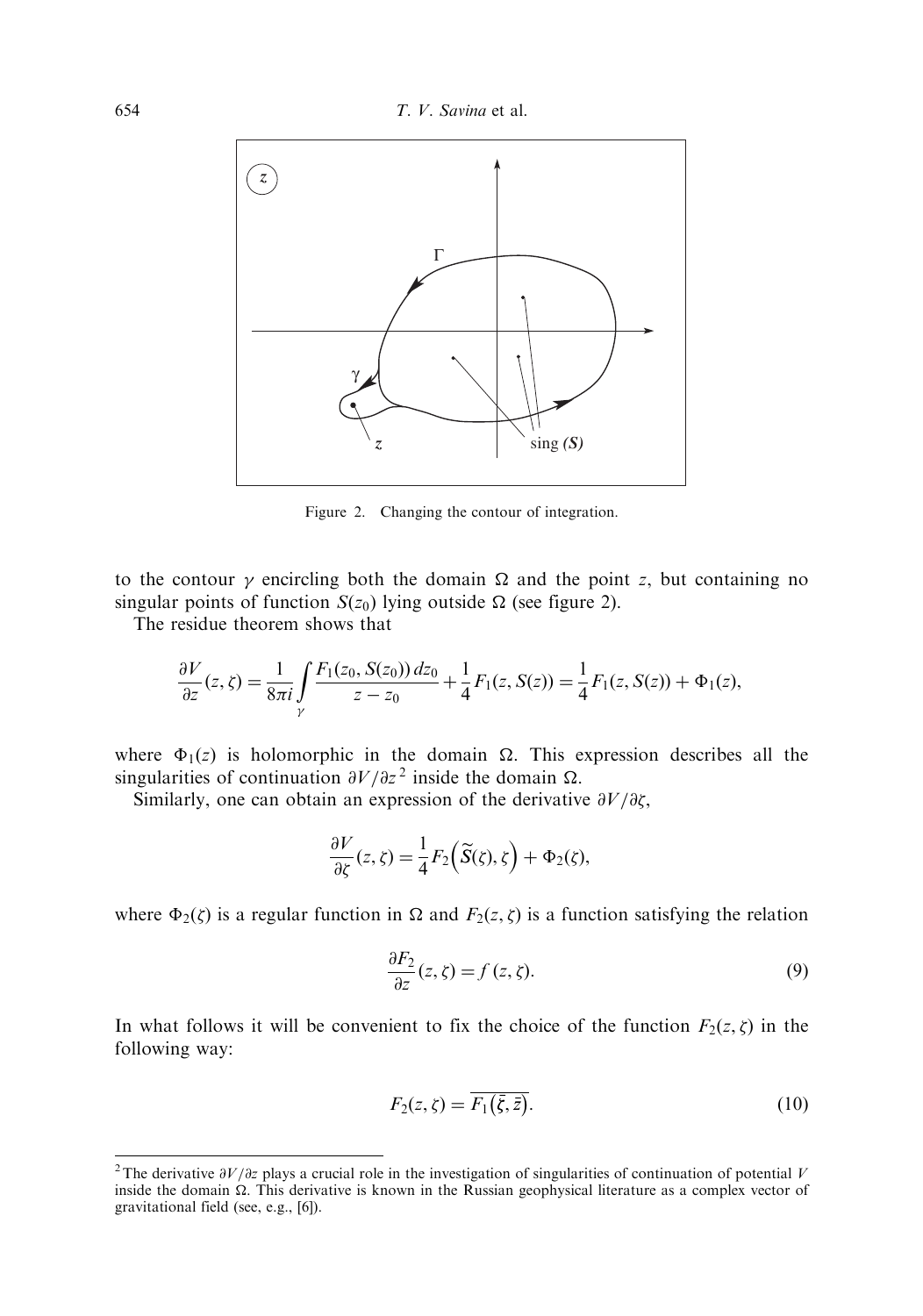Figure 2. Changing the contour of integration.

to the contour $\gamma$ encircling both the domain $\Omega$ and the point $z$, but containing no singular points of function $S(z_0)$ lying outside $\Omega$ (see figure 2).

The residue theorem shows that

$$\frac{\partial V}{\partial z}(z,\zeta) = \frac{1}{8\pi i}\int\limits_{\gamma} \frac{F_1(z_0, S(z_0))\,dz_0}{z - z_0} + \frac{1}{4}F_1(z, S(z)) = \frac{1}{4}F_1(z, S(z)) + \Phi_1(z),$$

where $\Phi_1(z)$ is holomorphic in the domain $\Omega$. This expression describes all the singularities of continuation $\partial V/\partial z^2$ inside the domain $\Omega$.

Similarly, one can obtain an expression of the derivative $\partial V/\partial \zeta$,

$$\frac{\partial V}{\partial \zeta}(z,\zeta) = \frac{1}{4}F_2\Big(\widetilde{S}(\zeta), \zeta\Big) + \Phi_2(\zeta),$$

where $\Phi_2(\zeta)$ is a regular function in $\Omega$ and $F_2(z,\zeta)$ is a function satisfying the relation

$$\frac{\partial F_2}{\partial z}(z,\zeta) = f(z,\zeta). \tag{9}$$

In what follows it will be convenient to fix the choice of the function $F_2(z,\zeta)$ in the following way:

$$F_2(z,\zeta) = \overline{F_1(\bar{\zeta}, \bar{z})}. \tag{10}$$

[2] The derivative $\partial V/\partial z$ plays a crucial role in the investigation of singularities of continuation of potential $V$ inside the domain $\Omega$. This derivative is known in the Russian geophysical literature as a complex vector of gravitational field (see, e.g., [6]).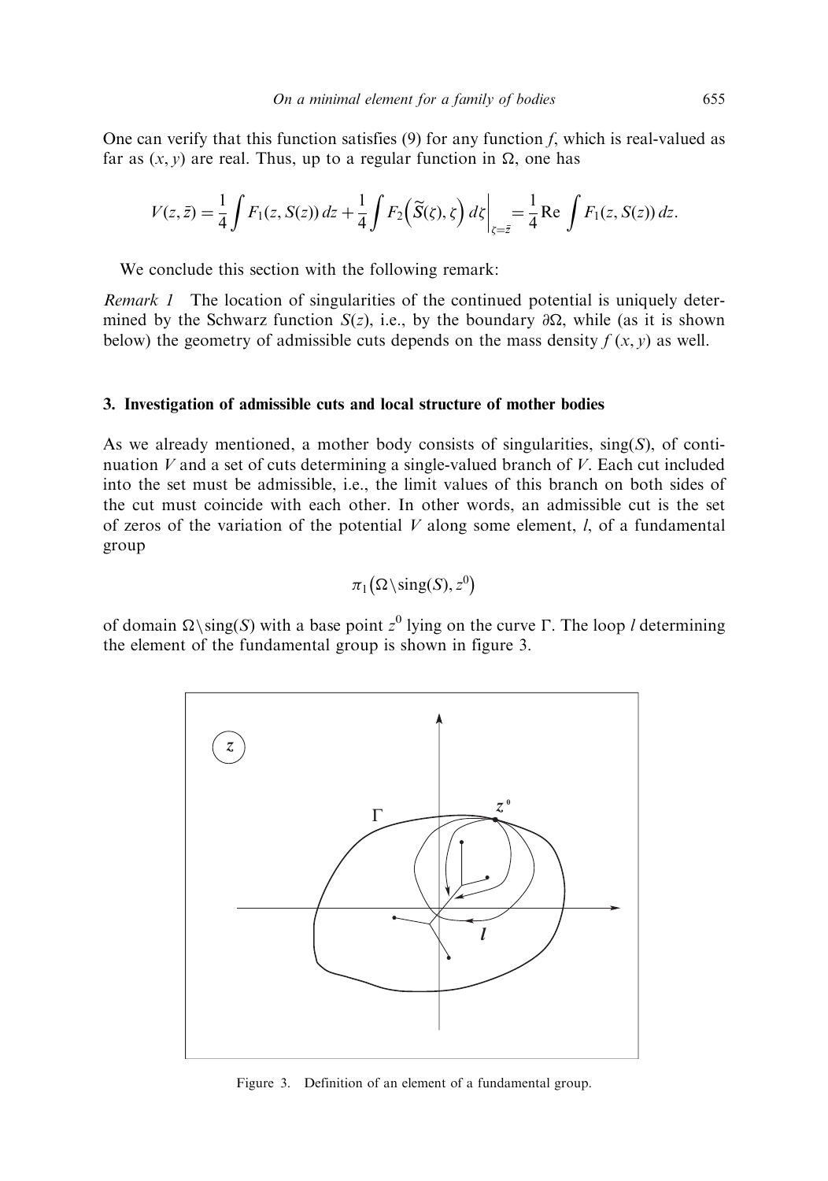One can verify that this function satisfies (9) for any function $f$, which is real-valued as far as $(x, y)$ are real. Thus, up to a regular function in $\Omega$, one has

$$V(z, \bar{z}) = \frac{1}{4}\int F_1(z, S(z))\, dz + \frac{1}{4}\int F_2\Big(\widetilde{S}(\zeta), \zeta\Big)\, d\zeta\Big|_{\zeta=\bar{z}} = \frac{1}{4}\mathrm{Re}\int F_1(z, S(z))\, dz.$$

We conclude this section with the following remark:

*Remark 1* The location of singularities of the continued potential is uniquely determined by the Schwarz function $S(z)$, i.e., by the boundary $\partial\Omega$, while (as it is shown below) the geometry of admissible cuts depends on the mass density $f(x, y)$ as well.

### 3. Investigation of admissible cuts and local structure of mother bodies

As we already mentioned, a mother body consists of singularities, $\mathrm{sing}(S)$, of continuation $V$ and a set of cuts determining a single-valued branch of $V$. Each cut included into the set must be admissible, i.e., the limit values of this branch on both sides of the cut must coincide with each other. In other words, an admissible cut is the set of zeros of the variation of the potential $V$ along some element, $l$, of a fundamental group

$$\pi_1\big(\Omega\backslash\mathrm{sing}(S), z^0\big)$$

of domain $\Omega\backslash\mathrm{sing}(S)$ with a base point $z^0$ lying on the curve $\Gamma$. The loop $l$ determining the element of the fundamental group is shown in figure 3.

Figure 3. Definition of an element of a fundamental group.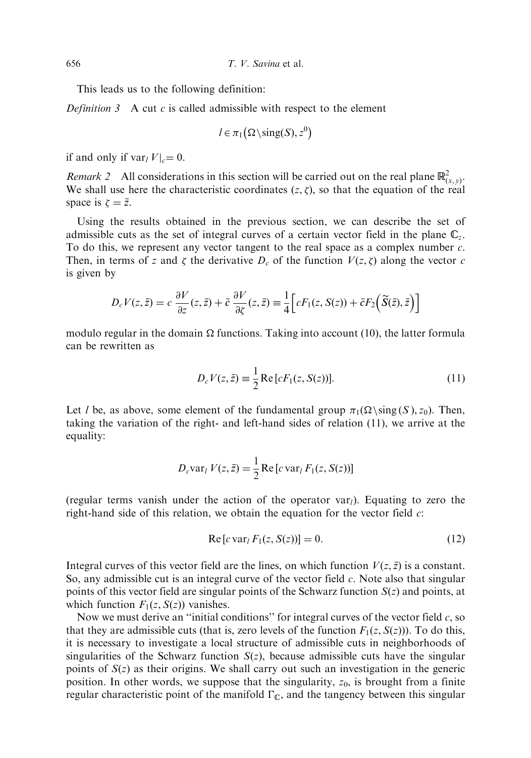This leads us to the following definition:

*Definition 3*   A cut $c$ is called admissible with respect to the element

$$l \in \pi_1\big(\Omega \backslash \mathrm{sing}(S), z^0\big)$$

if and only if $\mathrm{var}_l\, V|_c = 0$.

*Remark 2*   All considerations in this section will be carried out on the real plane $\mathbb{R}^2_{(x,y)}$. We shall use here the characteristic coordinates $(z, \zeta)$, so that the equation of the real space is $\zeta = \bar{z}$.

Using the results obtained in the previous section, we can describe the set of admissible cuts as the set of integral curves of a certain vector field in the plane $\mathbb{C}_z$. To do this, we represent any vector tangent to the real space as a complex number $c$. Then, in terms of $z$ and $\zeta$ the derivative $D_c$ of the function $V(z, \zeta)$ along the vector $c$ is given by

$$D_c V(z, \bar{z}) = c\, \frac{\partial V}{\partial z}(z, \bar{z}) + \bar{c}\, \frac{\partial V}{\partial \zeta}(z, \bar{z}) \equiv \frac{1}{4}\Big[cF_1(z, S(z)) + \bar{c}F_2\Big(\widetilde{S}(\bar{z}), \bar{z}\Big)\Big]$$

modulo regular in the domain $\Omega$ functions. Taking into account (10), the latter formula can be rewritten as

$$D_c V(z, \bar{z}) \equiv \frac{1}{2}\,\mathrm{Re}\,[cF_1(z, S(z))]. \tag{11}$$

Let $l$ be, as above, some element of the fundamental group $\pi_1(\Omega \backslash \mathrm{sing}\,(S), z_0)$. Then, taking the variation of the right- and left-hand sides of relation (11), we arrive at the equality:

$$D_c \mathrm{var}_l\, V(z, \bar{z}) = \frac{1}{2}\,\mathrm{Re}\,[c\, \mathrm{var}_l\, F_1(z, S(z))]$$

(regular terms vanish under the action of the operator $\mathrm{var}_l$). Equating to zero the right-hand side of this relation, we obtain the equation for the vector field $c$:

$$\mathrm{Re}\,[c\, \mathrm{var}_l\, F_1(z, S(z))] = 0. \tag{12}$$

Integral curves of this vector field are the lines, on which function $V(z, \bar{z})$ is a constant. So, any admissible cut is an integral curve of the vector field $c$. Note also that singular points of this vector field are singular points of the Schwarz function $S(z)$ and points, at which function $F_1(z, S(z))$ vanishes.

Now we must derive an "initial conditions" for integral curves of the vector field $c$, so that they are admissible cuts (that is, zero levels of the function $F_1(z, S(z))$). To do this, it is necessary to investigate a local structure of admissible cuts in neighborhoods of singularities of the Schwarz function $S(z)$, because admissible cuts have the singular points of $S(z)$ as their origins. We shall carry out such an investigation in the generic position. In other words, we suppose that the singularity, $z_0$, is brought from a finite regular characteristic point of the manifold $\Gamma_{\mathbb{C}}$, and the tangency between this singular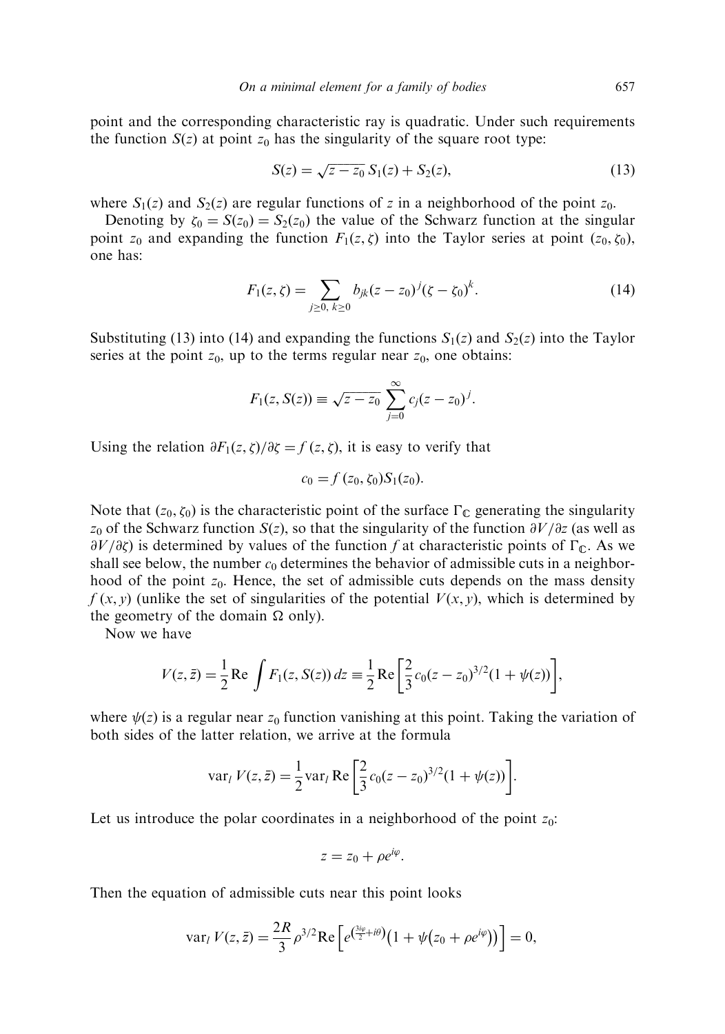point and the corresponding characteristic ray is quadratic. Under such requirements the function $S(z)$ at point $z_0$ has the singularity of the square root type:

$$S(z) = \sqrt{z - z_0}\, S_1(z) + S_2(z), \tag{13}$$

where $S_1(z)$ and $S_2(z)$ are regular functions of $z$ in a neighborhood of the point $z_0$.

Denoting by $\zeta_0 = S(z_0) = S_2(z_0)$ the value of the Schwarz function at the singular point $z_0$ and expanding the function $F_1(z, \zeta)$ into the Taylor series at point $(z_0, \zeta_0)$, one has:

$$F_1(z, \zeta) = \sum_{j \geq 0,\ k \geq 0} b_{jk}(z - z_0)^j (\zeta - \zeta_0)^k. \tag{14}$$

Substituting (13) into (14) and expanding the functions $S_1(z)$ and $S_2(z)$ into the Taylor series at the point $z_0$, up to the terms regular near $z_0$, one obtains:

$$F_1(z, S(z)) \equiv \sqrt{z - z_0} \sum_{j=0}^{\infty} c_j (z - z_0)^j.$$

Using the relation $\partial F_1(z, \zeta)/\partial \zeta = f(z, \zeta)$, it is easy to verify that

$$c_0 = f(z_0, \zeta_0) S_1(z_0).$$

Note that $(z_0, \zeta_0)$ is the characteristic point of the surface $\Gamma_{\mathbb{C}}$ generating the singularity $z_0$ of the Schwarz function $S(z)$, so that the singularity of the function $\partial V/\partial z$ (as well as $\partial V/\partial \zeta$) is determined by values of the function $f$ at characteristic points of $\Gamma_{\mathbb{C}}$. As we shall see below, the number $c_0$ determines the behavior of admissible cuts in a neighborhood of the point $z_0$. Hence, the set of admissible cuts depends on the mass density $f(x, y)$ (unlike the set of singularities of the potential $V(x, y)$, which is determined by the geometry of the domain $\Omega$ only).

Now we have

$$V(z, \bar{z}) = \frac{1}{2} \operatorname{Re} \int F_1(z, S(z))\, dz \equiv \frac{1}{2} \operatorname{Re}\left[\frac{2}{3} c_0 (z - z_0)^{3/2} (1 + \psi(z))\right],$$

where $\psi(z)$ is a regular near $z_0$ function vanishing at this point. Taking the variation of both sides of the latter relation, we arrive at the formula

$$\operatorname{var}_l V(z, \bar{z}) = \frac{1}{2} \operatorname{var}_l \operatorname{Re}\left[\frac{2}{3} c_0 (z - z_0)^{3/2} (1 + \psi(z))\right].$$

Let us introduce the polar coordinates in a neighborhood of the point $z_0$:

$$z = z_0 + \rho e^{i\varphi}.$$

Then the equation of admissible cuts near this point looks

$$\operatorname{var}_l V(z, \bar{z}) = \frac{2R}{3} \rho^{3/2} \operatorname{Re}\left[e^{\left(\frac{3i\varphi}{2} + i\theta\right)} \left(1 + \psi\left(z_0 + \rho e^{i\varphi}\right)\right)\right] = 0,$$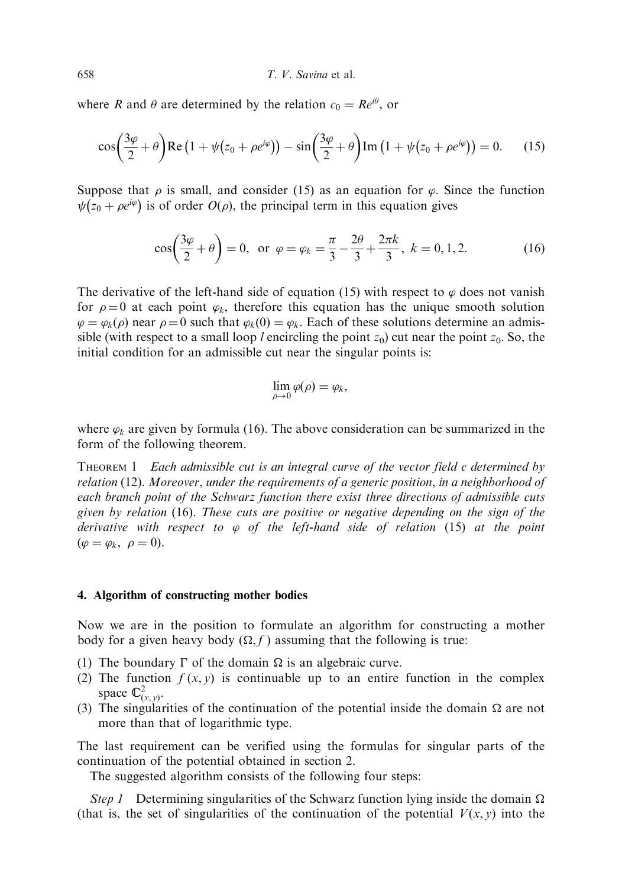where $R$ and $\theta$ are determined by the relation $c_0 = Re^{i\theta}$, or

$$\cos\left(\frac{3\varphi}{2}+\theta\right)\mathrm{Re}\left(1+\psi\left(z_0+\rho e^{i\varphi}\right)\right)-\sin\left(\frac{3\varphi}{2}+\theta\right)\mathrm{Im}\left(1+\psi\left(z_0+\rho e^{i\varphi}\right)\right)=0. \tag{15}$$

Suppose that $\rho$ is small, and consider (15) as an equation for $\varphi$. Since the function $\psi\left(z_0+\rho e^{i\varphi}\right)$ is of order $O(\rho)$, the principal term in this equation gives

$$\cos\left(\frac{3\varphi}{2}+\theta\right)=0, \text{ or } \varphi=\varphi_k=\frac{\pi}{3}-\frac{2\theta}{3}+\frac{2\pi k}{3},\ k=0,1,2. \tag{16}$$

The derivative of the left-hand side of equation (15) with respect to $\varphi$ does not vanish for $\rho=0$ at each point $\varphi_k$, therefore this equation has the unique smooth solution $\varphi=\varphi_k(\rho)$ near $\rho=0$ such that $\varphi_k(0)=\varphi_k$. Each of these solutions determine an admissible (with respect to a small loop $l$ encircling the point $z_0$) cut near the point $z_0$. So, the initial condition for an admissible cut near the singular points is:

$$\lim_{\rho\to 0}\varphi(\rho)=\varphi_k,$$

where $\varphi_k$ are given by formula (16). The above consideration can be summarized in the form of the following theorem.

THEOREM 1 *Each admissible cut is an integral curve of the vector field c determined by relation* (12). *Moreover, under the requirements of a generic position, in a neighborhood of each branch point of the Schwarz function there exist three directions of admissible cuts given by relation* (16). *These cuts are positive or negative depending on the sign of the derivative with respect to* $\varphi$ *of the left-hand side of relation* (15) *at the point* $(\varphi=\varphi_k,\ \rho=0)$.

## 4. Algorithm of constructing mother bodies

Now we are in the position to formulate an algorithm for constructing a mother body for a given heavy body $(\Omega, f)$ assuming that the following is true:

(1) The boundary $\Gamma$ of the domain $\Omega$ is an algebraic curve.
(2) The function $f(x,y)$ is continuable up to an entire function in the complex space $\mathbb{C}^2_{(x,y)}$.
(3) The singularities of the continuation of the potential inside the domain $\Omega$ are not more than that of logarithmic type.

The last requirement can be verified using the formulas for singular parts of the continuation of the potential obtained in section 2.

The suggested algorithm consists of the following four steps:

*Step 1* Determining singularities of the Schwarz function lying inside the domain $\Omega$ (that is, the set of singularities of the continuation of the potential $V(x,y)$ into the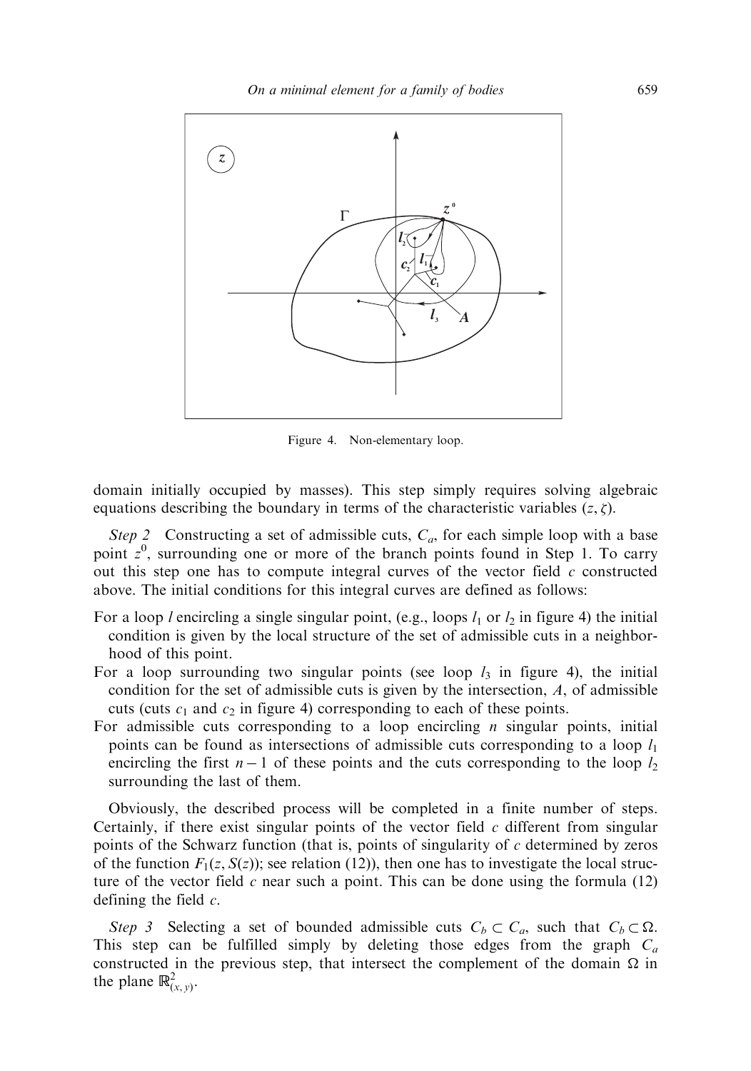Figure 4. Non-elementary loop.

domain initially occupied by masses). This step simply requires solving algebraic equations describing the boundary in terms of the characteristic variables $(z, \zeta)$.

*Step 2* Constructing a set of admissible cuts, $C_a$, for each simple loop with a base point $z^0$, surrounding one or more of the branch points found in Step 1. To carry out this step one has to compute integral curves of the vector field $c$ constructed above. The initial conditions for this integral curves are defined as follows:

For a loop $l$ encircling a single singular point, (e.g., loops $l_1$ or $l_2$ in figure 4) the initial condition is given by the local structure of the set of admissible cuts in a neighborhood of this point.

For a loop surrounding two singular points (see loop $l_3$ in figure 4), the initial condition for the set of admissible cuts is given by the intersection, $A$, of admissible cuts (cuts $c_1$ and $c_2$ in figure 4) corresponding to each of these points.

For admissible cuts corresponding to a loop encircling $n$ singular points, initial points can be found as intersections of admissible cuts corresponding to a loop $l_1$ encircling the first $n-1$ of these points and the cuts corresponding to the loop $l_2$ surrounding the last of them.

Obviously, the described process will be completed in a finite number of steps. Certainly, if there exist singular points of the vector field $c$ different from singular points of the Schwarz function (that is, points of singularity of $c$ determined by zeros of the function $F_1(z, S(z))$; see relation (12)), then one has to investigate the local structure of the vector field $c$ near such a point. This can be done using the formula (12) defining the field $c$.

*Step 3* Selecting a set of bounded admissible cuts $C_b \subset C_a$, such that $C_b \subset \Omega$. This step can be fulfilled simply by deleting those edges from the graph $C_a$ constructed in the previous step, that intersect the complement of the domain $\Omega$ in the plane $\mathbb{R}^2_{(x,y)}$.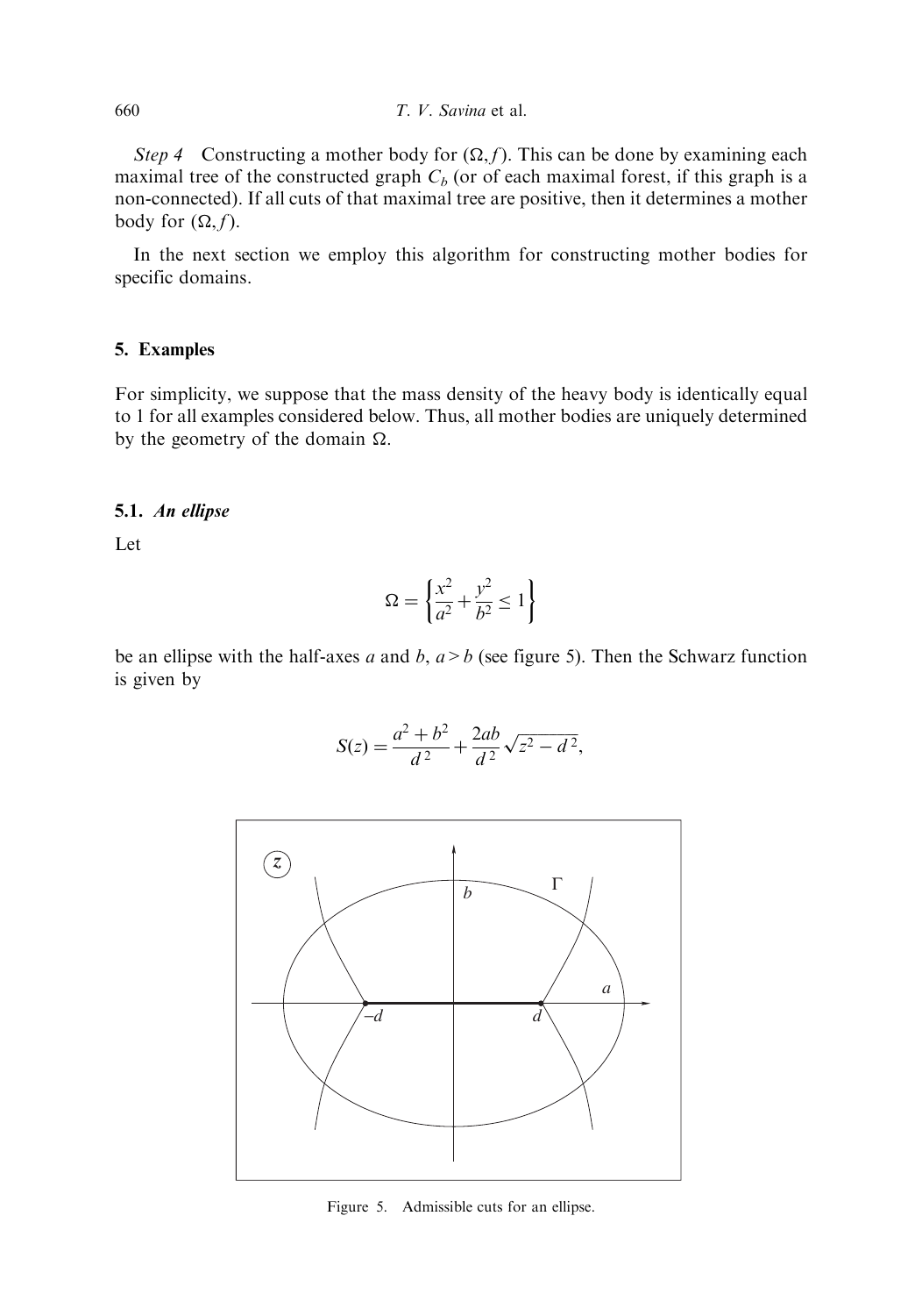*Step 4* Constructing a mother body for $(\Omega, f)$. This can be done by examining each maximal tree of the constructed graph $C_b$ (or of each maximal forest, if this graph is a non-connected). If all cuts of that maximal tree are positive, then it determines a mother body for $(\Omega, f)$.

In the next section we employ this algorithm for constructing mother bodies for specific domains.

## 5. Examples

For simplicity, we suppose that the mass density of the heavy body is identically equal to 1 for all examples considered below. Thus, all mother bodies are uniquely determined by the geometry of the domain $\Omega$.

### 5.1. *An ellipse*

Let

$$\Omega = \left\{ \frac{x^2}{a^2} + \frac{y^2}{b^2} \leq 1 \right\}$$

be an ellipse with the half-axes $a$ and $b$, $a > b$ (see figure 5). Then the Schwarz function is given by

$$S(z) = \frac{a^2 + b^2}{d^2} + \frac{2ab}{d^2}\sqrt{z^2 - d^2},$$

Figure 5. Admissible cuts for an ellipse.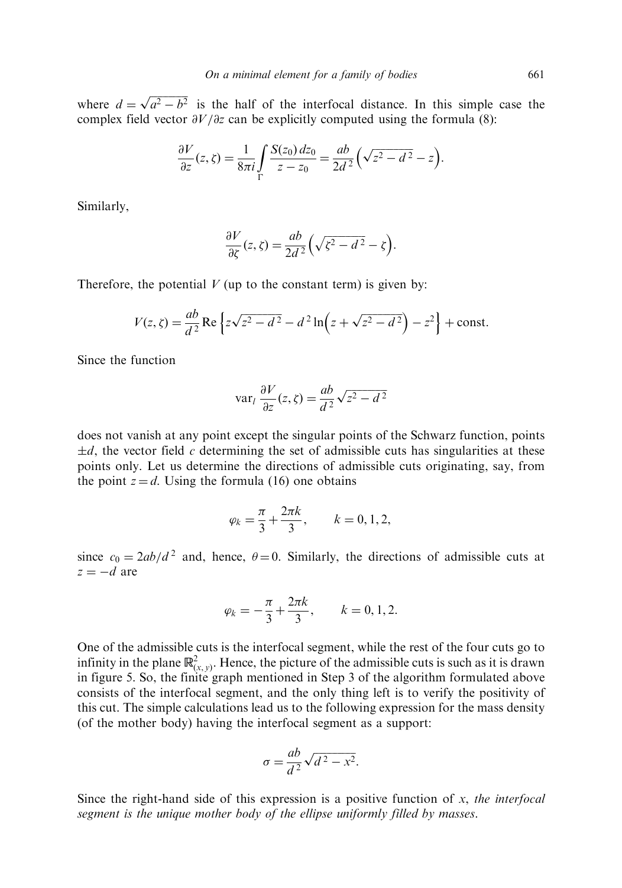where $d = \sqrt{a^2 - b^2}$ is the half of the interfocal distance. In this simple case the complex field vector $\partial V/\partial z$ can be explicitly computed using the formula (8):

$$\frac{\partial V}{\partial z}(z, \zeta) = \frac{1}{8\pi i}\int_{\Gamma} \frac{S(z_0)\, dz_0}{z - z_0} = \frac{ab}{2d^2}\Big(\sqrt{z^2 - d^2} - z\Big).$$

Similarly,

$$\frac{\partial V}{\partial \zeta}(z, \zeta) = \frac{ab}{2d^2}\Big(\sqrt{\zeta^2 - d^2} - \zeta\Big).$$

Therefore, the potential $V$ (up to the constant term) is given by:

$$V(z, \zeta) = \frac{ab}{d^2}\,\mathrm{Re}\,\Big\{z\sqrt{z^2 - d^2} - d^2 \ln\Big(z + \sqrt{z^2 - d^2}\Big) - z^2\Big\} + \text{const}.$$

Since the function

$$\mathrm{var}_l\, \frac{\partial V}{\partial z}(z, \zeta) = \frac{ab}{d^2}\sqrt{z^2 - d^2}$$

does not vanish at any point except the singular points of the Schwarz function, points $\pm d$, the vector field $c$ determining the set of admissible cuts has singularities at these points only. Let us determine the directions of admissible cuts originating, say, from the point $z = d$. Using the formula (16) one obtains

$$\varphi_k = \frac{\pi}{3} + \frac{2\pi k}{3}, \qquad k = 0, 1, 2,$$

since $c_0 = 2ab/d^2$ and, hence, $\theta = 0$. Similarly, the directions of admissible cuts at $z = -d$ are

$$\varphi_k = -\frac{\pi}{3} + \frac{2\pi k}{3}, \qquad k = 0, 1, 2.$$

One of the admissible cuts is the interfocal segment, while the rest of the four cuts go to infinity in the plane $\mathbb{R}^2_{(x,y)}$. Hence, the picture of the admissible cuts is such as it is drawn in figure 5. So, the finite graph mentioned in Step 3 of the algorithm formulated above consists of the interfocal segment, and the only thing left is to verify the positivity of this cut. The simple calculations lead us to the following expression for the mass density (of the mother body) having the interfocal segment as a support:

$$\sigma = \frac{ab}{d^2}\sqrt{d^2 - x^2}.$$

Since the right-hand side of this expression is a positive function of $x$, *the interfocal segment is the unique mother body of the ellipse uniformly filled by masses*.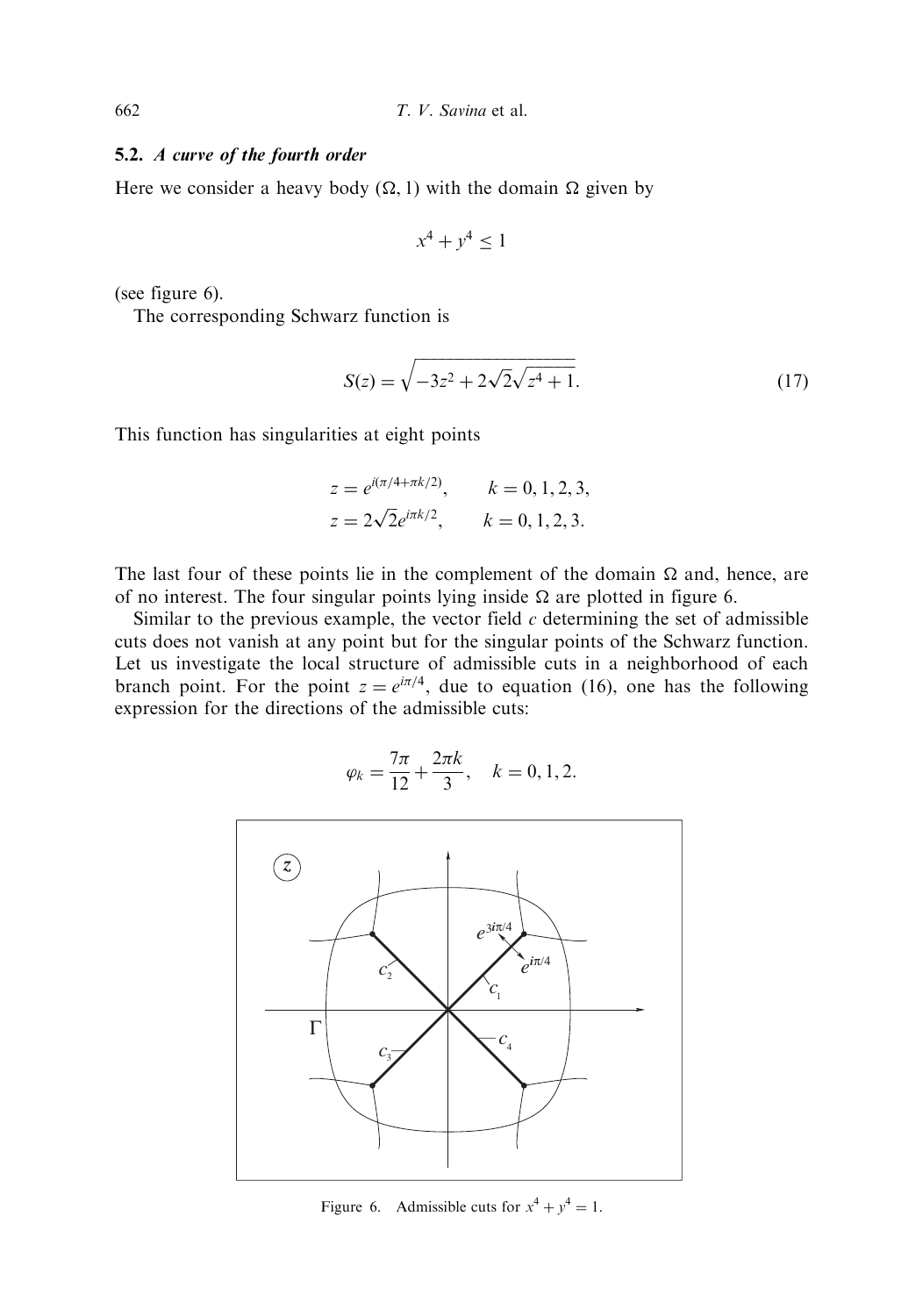### 5.2. *A curve of the fourth order*

Here we consider a heavy body $(\Omega, 1)$ with the domain $\Omega$ given by

$$x^4 + y^4 \leq 1$$

(see figure 6).

The corresponding Schwarz function is

$$S(z) = \sqrt{-3z^2 + 2\sqrt{2}\sqrt{z^4 + 1}}. \tag{17}$$

This function has singularities at eight points

$$z = e^{i(\pi/4 + \pi k/2)}, \qquad k = 0, 1, 2, 3,$$
$$z = 2\sqrt{2}e^{i\pi k/2}, \qquad k = 0, 1, 2, 3.$$

The last four of these points lie in the complement of the domain $\Omega$ and, hence, are of no interest. The four singular points lying inside $\Omega$ are plotted in figure 6.

Similar to the previous example, the vector field $c$ determining the set of admissible cuts does not vanish at any point but for the singular points of the Schwarz function. Let us investigate the local structure of admissible cuts in a neighborhood of each branch point. For the point $z = e^{i\pi/4}$, due to equation (16), one has the following expression for the directions of the admissible cuts:

$$\varphi_k = \frac{7\pi}{12} + \frac{2\pi k}{3}, \quad k = 0, 1, 2.$$

Figure 6. Admissible cuts for $x^4 + y^4 = 1$.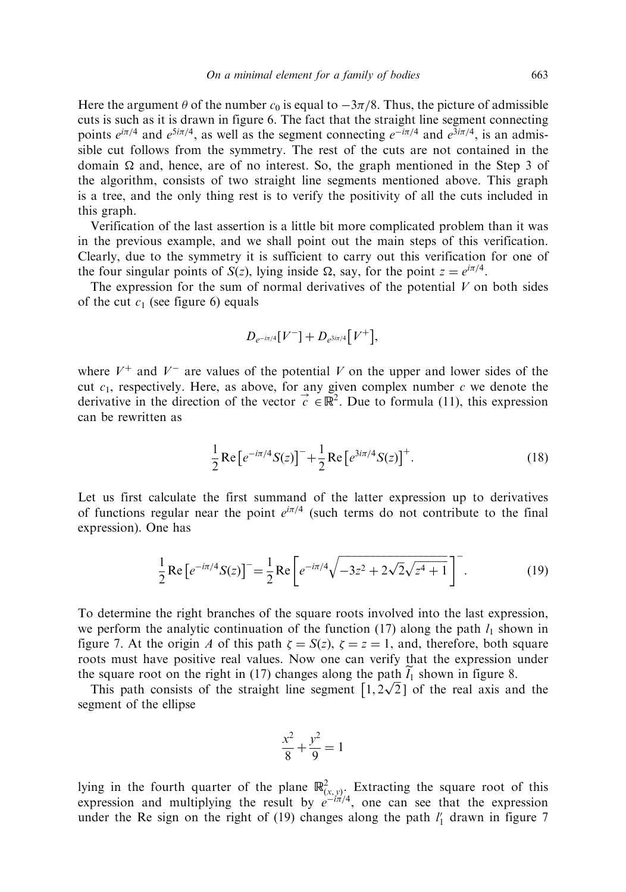Here the argument $\theta$ of the number $c_0$ is equal to $-3\pi/8$. Thus, the picture of admissible cuts is such as it is drawn in figure 6. The fact that the straight line segment connecting points $e^{i\pi/4}$ and $e^{5i\pi/4}$, as well as the segment connecting $e^{-i\pi/4}$ and $e^{3i\pi/4}$, is an admissible cut follows from the symmetry. The rest of the cuts are not contained in the domain $\Omega$ and, hence, are of no interest. So, the graph mentioned in the Step 3 of the algorithm, consists of two straight line segments mentioned above. This graph is a tree, and the only thing rest is to verify the positivity of all the cuts included in this graph.

Verification of the last assertion is a little bit more complicated problem than it was in the previous example, and we shall point out the main steps of this verification. Clearly, due to the symmetry it is sufficient to carry out this verification for one of the four singular points of $S(z)$, lying inside $\Omega$, say, for the point $z = e^{i\pi/4}$.

The expression for the sum of normal derivatives of the potential $V$ on both sides of the cut $c_1$ (see figure 6) equals

$$D_{e^{-i\pi/4}}[V^-] + D_{e^{3i\pi/4}}[V^+],$$

where $V^+$ and $V^-$ are values of the potential $V$ on the upper and lower sides of the cut $c_1$, respectively. Here, as above, for any given complex number $c$ we denote the derivative in the direction of the vector $\vec{c} \in \mathbb{R}^2$. Due to formula (11), this expression can be rewritten as

$$\frac{1}{2}\operatorname{Re}\left[e^{-i\pi/4}S(z)\right]^- + \frac{1}{2}\operatorname{Re}\left[e^{3i\pi/4}S(z)\right]^+. \tag{18}$$

Let us first calculate the first summand of the latter expression up to derivatives of functions regular near the point $e^{i\pi/4}$ (such terms do not contribute to the final expression). One has

$$\frac{1}{2}\operatorname{Re}\left[e^{-i\pi/4}S(z)\right]^- = \frac{1}{2}\operatorname{Re}\left[e^{-i\pi/4}\sqrt{-3z^2 + 2\sqrt{2}\sqrt{z^4+1}}\,\right]^-. \tag{19}$$

To determine the right branches of the square roots involved into the last expression, we perform the analytic continuation of the function (17) along the path $l_1$ shown in figure 7. At the origin $A$ of this path $\zeta = S(z)$, $\zeta = z = 1$, and, therefore, both square roots must have positive real values. Now one can verify that the expression under the square root on the right in (17) changes along the path $\widetilde{l}_1$ shown in figure 8.

This path consists of the straight line segment $[1, 2\sqrt{2}]$ of the real axis and the segment of the ellipse

$$\frac{x^2}{8} + \frac{y^2}{9} = 1$$

lying in the fourth quarter of the plane $\mathbb{R}^2_{(x,y)}$. Extracting the square root of this expression and multiplying the result by $e^{-i\pi/4}$, one can see that the expression under the Re sign on the right of (19) changes along the path $l_1'$ drawn in figure 7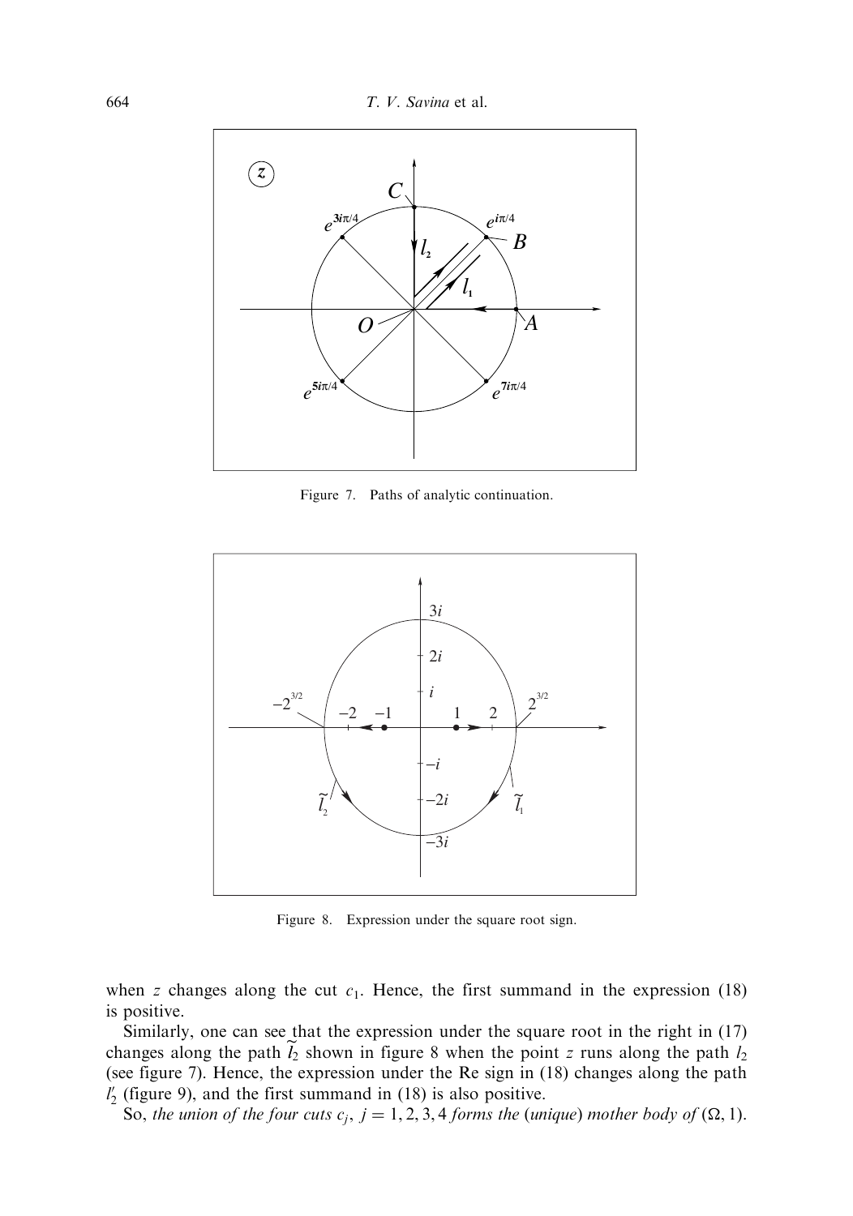Figure 7. Paths of analytic continuation.

Figure 8. Expression under the square root sign.

when $z$ changes along the cut $c_1$. Hence, the first summand in the expression (18) is positive.

Similarly, one can see that the expression under the square root in the right in (17) changes along the path $\widetilde{l}_2$ shown in figure 8 when the point $z$ runs along the path $l_2$ (see figure 7). Hence, the expression under the Re sign in (18) changes along the path $l_2'$ (figure 9), and the first summand in (18) is also positive.

So, *the union of the four cuts $c_j$, $j = 1, 2, 3, 4$ forms the (unique) mother body of $(\Omega, 1)$.*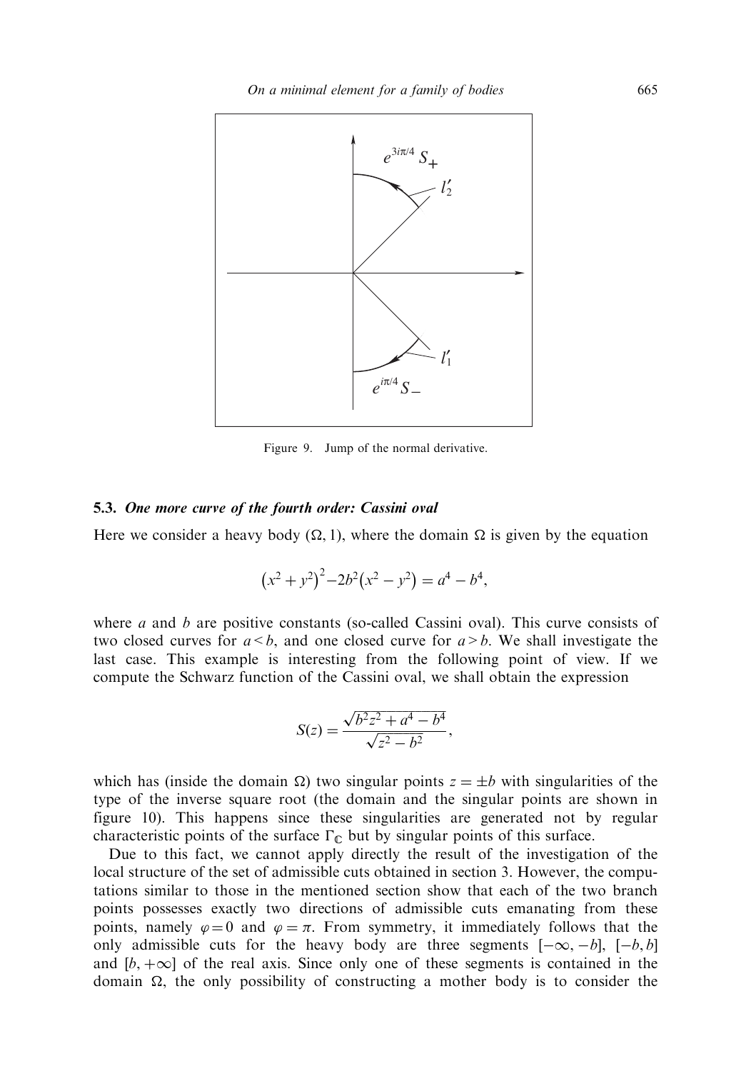Figure 9. Jump of the normal derivative.

### 5.3. *One more curve of the fourth order: Cassini oval*

Here we consider a heavy body $(\Omega, 1)$, where the domain $\Omega$ is given by the equation

$$\left(x^2+y^2\right)^2 - 2b^2\left(x^2-y^2\right) = a^4 - b^4,$$

where $a$ and $b$ are positive constants (so-called Cassini oval). This curve consists of two closed curves for $a < b$, and one closed curve for $a > b$. We shall investigate the last case. This example is interesting from the following point of view. If we compute the Schwarz function of the Cassini oval, we shall obtain the expression

$$S(z) = \frac{\sqrt{b^2z^2 + a^4 - b^4}}{\sqrt{z^2 - b^2}},$$

which has (inside the domain $\Omega$) two singular points $z = \pm b$ with singularities of the type of the inverse square root (the domain and the singular points are shown in figure 10). This happens since these singularities are generated not by regular characteristic points of the surface $\Gamma_{\mathbb{C}}$ but by singular points of this surface.

Due to this fact, we cannot apply directly the result of the investigation of the local structure of the set of admissible cuts obtained in section 3. However, the computations similar to those in the mentioned section show that each of the two branch points possesses exactly two directions of admissible cuts emanating from these points, namely $\varphi = 0$ and $\varphi = \pi$. From symmetry, it immediately follows that the only admissible cuts for the heavy body are three segments $[-\infty, -b]$, $[-b, b]$ and $[b, +\infty]$ of the real axis. Since only one of these segments is contained in the domain $\Omega$, the only possibility of constructing a mother body is to consider the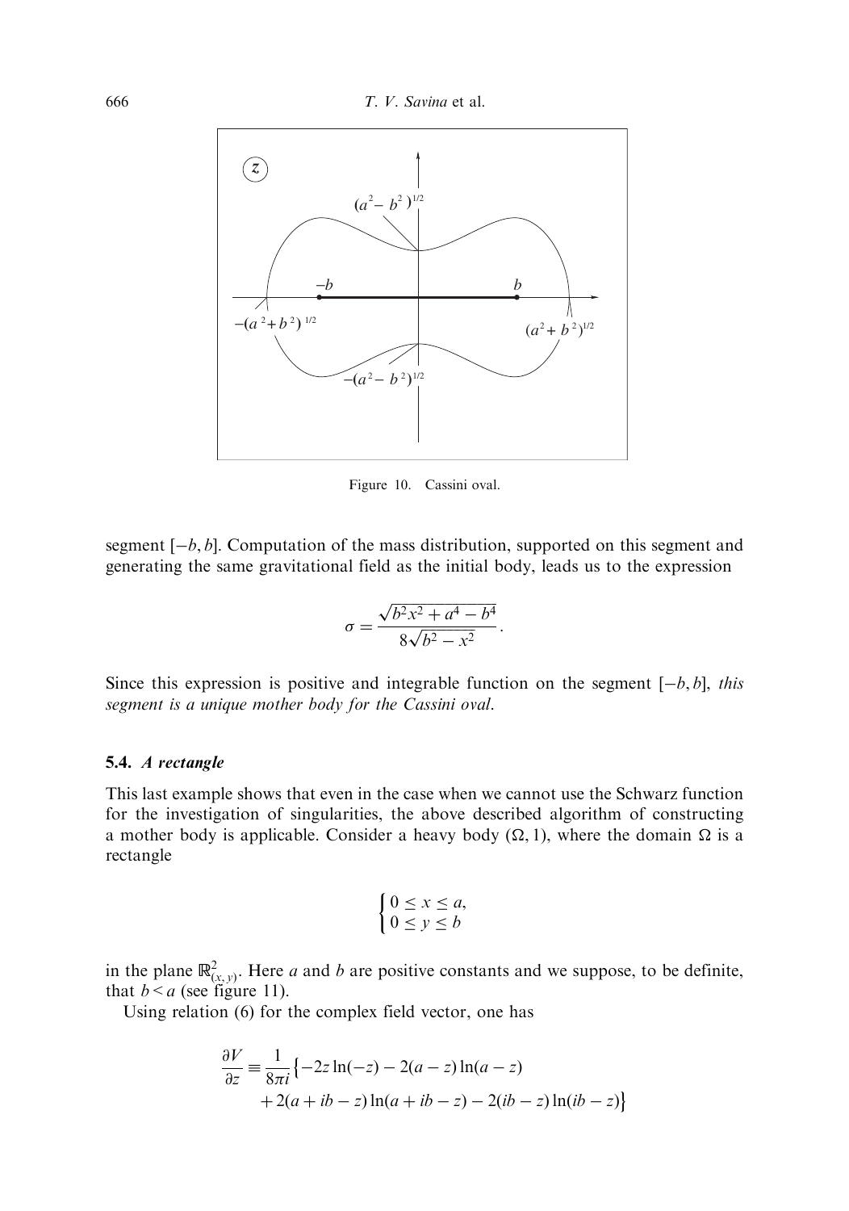Figure 10. Cassini oval.

segment $[-b, b]$. Computation of the mass distribution, supported on this segment and generating the same gravitational field as the initial body, leads us to the expression

$$\sigma = \frac{\sqrt{b^2x^2 + a^4 - b^4}}{8\sqrt{b^2 - x^2}}.$$

Since this expression is positive and integrable function on the segment $[-b, b]$, *this segment is a unique mother body for the Cassini oval*.

### 5.4. *A rectangle*

This last example shows that even in the case when we cannot use the Schwarz function for the investigation of singularities, the above described algorithm of constructing a mother body is applicable. Consider a heavy body $(\Omega, 1)$, where the domain $\Omega$ is a rectangle

$$\begin{cases} 0 \leq x \leq a, \\ 0 \leq y \leq b \end{cases}$$

in the plane $\mathbb{R}^2_{(x,y)}$. Here $a$ and $b$ are positive constants and we suppose, to be definite, that $b < a$ (see figure 11).

Using relation (6) for the complex field vector, one has

$$\begin{aligned} \frac{\partial V}{\partial z} \equiv \frac{1}{8\pi i}\big\{&-2z\ln(-z) - 2(a-z)\ln(a-z) \\ &+ 2(a+ib-z)\ln(a+ib-z) - 2(ib-z)\ln(ib-z)\big\} \end{aligned}$$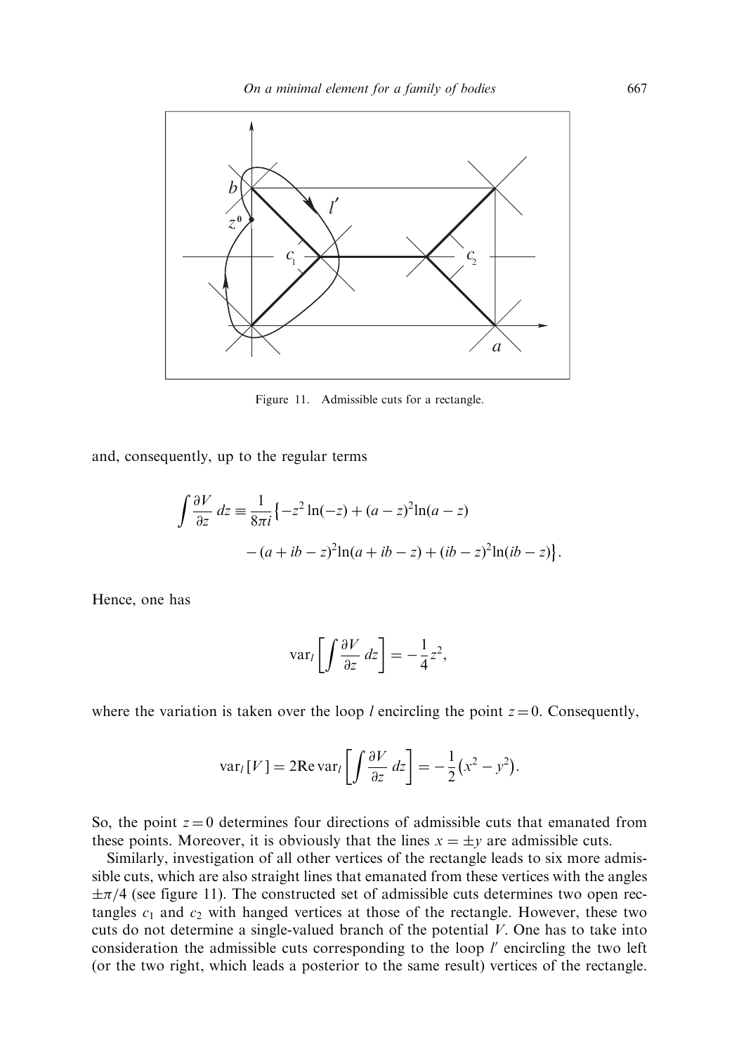Figure 11. Admissible cuts for a rectangle.

and, consequently, up to the regular terms

$$\int \frac{\partial V}{\partial z}\, dz \equiv \frac{1}{8\pi i}\big\{-z^2 \ln(-z) + (a-z)^2 \ln(a-z) - (a+ib-z)^2 \ln(a+ib-z) + (ib-z)^2 \ln(ib-z)\big\}.$$

Hence, one has

$$\mathrm{var}_l\left[\int \frac{\partial V}{\partial z}\, dz\right] = -\frac{1}{4}z^2,$$

where the variation is taken over the loop $l$ encircling the point $z=0$. Consequently,

$$\mathrm{var}_l[V] = 2\mathrm{Re}\,\mathrm{var}_l\left[\int \frac{\partial V}{\partial z}\, dz\right] = -\frac{1}{2}\big(x^2 - y^2\big).$$

So, the point $z=0$ determines four directions of admissible cuts that emanated from these points. Moreover, it is obviously that the lines $x = \pm y$ are admissible cuts.

Similarly, investigation of all other vertices of the rectangle leads to six more admissible cuts, which are also straight lines that emanated from these vertices with the angles $\pm\pi/4$ (see figure 11). The constructed set of admissible cuts determines two open rectangles $c_1$ and $c_2$ with hanged vertices at those of the rectangle. However, these two cuts do not determine a single-valued branch of the potential $V$. One has to take into consideration the admissible cuts corresponding to the loop $l'$ encircling the two left (or the two right, which leads a posterior to the same result) vertices of the rectangle.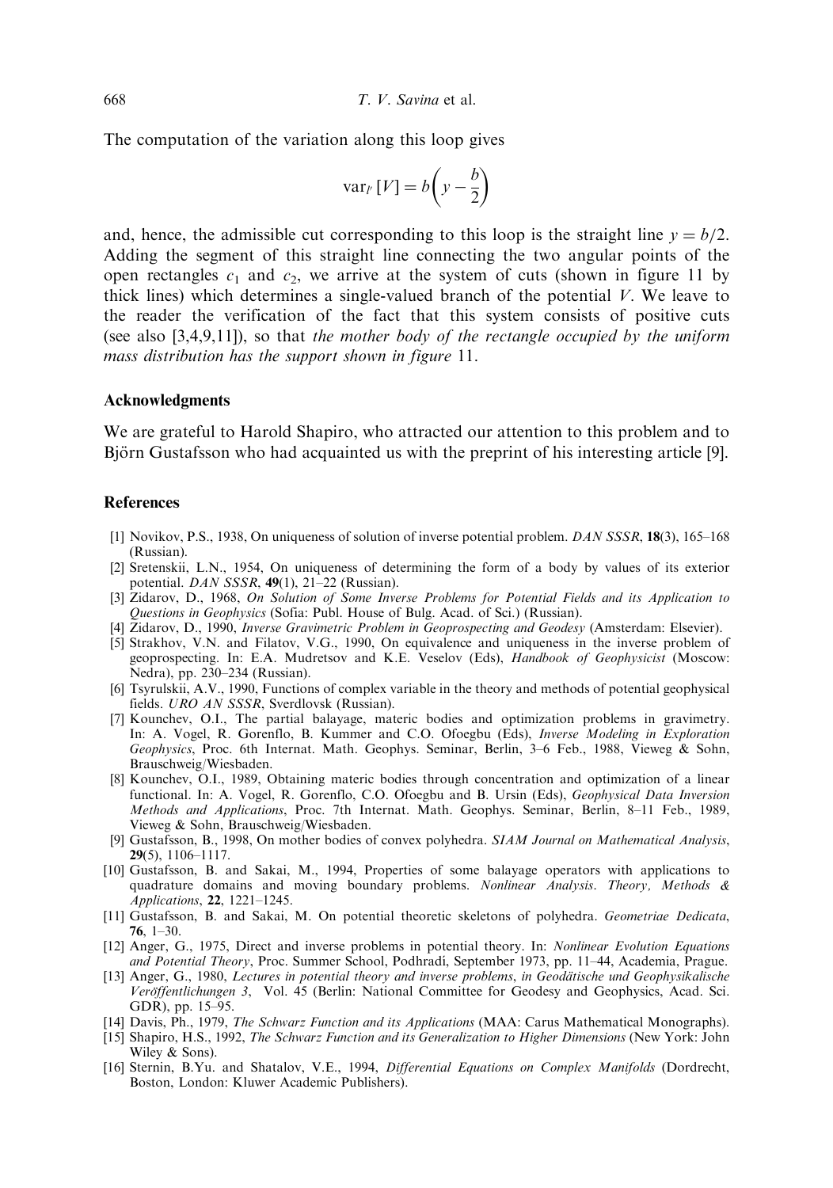The computation of the variation along this loop gives

$$\text{var}_{l'}[V] = b\left(y - \frac{b}{2}\right)$$

and, hence, the admissible cut corresponding to this loop is the straight line $y = b/2$. Adding the segment of this straight line connecting the two angular points of the open rectangles $c_1$ and $c_2$, we arrive at the system of cuts (shown in figure 11 by thick lines) which determines a single-valued branch of the potential $V$. We leave to the reader the verification of the fact that this system consists of positive cuts (see also [3,4,9,11]), so that *the mother body of the rectangle occupied by the uniform mass distribution has the support shown in figure* 11.

## Acknowledgments

We are grateful to Harold Shapiro, who attracted our attention to this problem and to Björn Gustafsson who had acquainted us with the preprint of his interesting article [9].

## References

[1] Novikov, P.S., 1938, On uniqueness of solution of inverse potential problem. *DAN SSSR*, **18**(3), 165–168 (Russian).

[2] Sretenskii, L.N., 1954, On uniqueness of determining the form of a body by values of its exterior potential. *DAN SSSR*, **49**(1), 21–22 (Russian).

[3] Zidarov, D., 1968, *On Solution of Some Inverse Problems for Potential Fields and its Application to Questions in Geophysics* (Sofia: Publ. House of Bulg. Acad. of Sci.) (Russian).

[4] Zidarov, D., 1990, *Inverse Gravimetric Problem in Geoprospecting and Geodesy* (Amsterdam: Elsevier).

[5] Strakhov, V.N. and Filatov, V.G., 1990, On equivalence and uniqueness in the inverse problem of geoprospecting. In: E.A. Mudretsov and K.E. Veselov (Eds), *Handbook of Geophysicist* (Moscow: Nedra), pp. 230–234 (Russian).

[6] Tsyrulskii, A.V., 1990, Functions of complex variable in the theory and methods of potential geophysical fields. *URO AN SSSR*, Sverdlovsk (Russian).

[7] Kounchev, O.I., The partial balayage, materic bodies and optimization problems in gravimetry. In: A. Vogel, R. Gorenflo, B. Kummer and C.O. Ofoegbu (Eds), *Inverse Modeling in Exploration Geophysics*, Proc. 6th Internat. Math. Geophys. Seminar, Berlin, 3–6 Feb., 1988, Vieweg & Sohn, Brauschweig/Wiesbaden.

[8] Kounchev, O.I., 1989, Obtaining materic bodies through concentration and optimization of a linear functional. In: A. Vogel, R. Gorenflo, C.O. Ofoegbu and B. Ursin (Eds), *Geophysical Data Inversion Methods and Applications*, Proc. 7th Internat. Math. Geophys. Seminar, Berlin, 8–11 Feb., 1989, Vieweg & Sohn, Brauschweig/Wiesbaden.

[9] Gustafsson, B., 1998, On mother bodies of convex polyhedra. *SIAM Journal on Mathematical Analysis*, **29**(5), 1106–1117.

[10] Gustafsson, B. and Sakai, M., 1994, Properties of some balayage operators with applications to quadrature domains and moving boundary problems. *Nonlinear Analysis. Theory, Methods & Applications*, **22**, 1221–1245.

[11] Gustafsson, B. and Sakai, M. On potential theoretic skeletons of polyhedra. *Geometriae Dedicata*, **76**, 1–30.

[12] Anger, G., 1975, Direct and inverse problems in potential theory. In: *Nonlinear Evolution Equations and Potential Theory*, Proc. Summer School, Podhradí, September 1973, pp. 11–44, Academia, Prague.

[13] Anger, G., 1980, *Lectures in potential theory and inverse problems*, *in Geodätische und Geophysikalische Veröffentlichungen 3*, Vol. 45 (Berlin: National Committee for Geodesy and Geophysics, Acad. Sci. GDR), pp. 15–95.

[14] Davis, Ph., 1979, *The Schwarz Function and its Applications* (MAA: Carus Mathematical Monographs).

[15] Shapiro, H.S., 1992, *The Schwarz Function and its Generalization to Higher Dimensions* (New York: John Wiley & Sons).

[16] Sternin, B.Yu. and Shatalov, V.E., 1994, *Differential Equations on Complex Manifolds* (Dordrecht, Boston, London: Kluwer Academic Publishers).